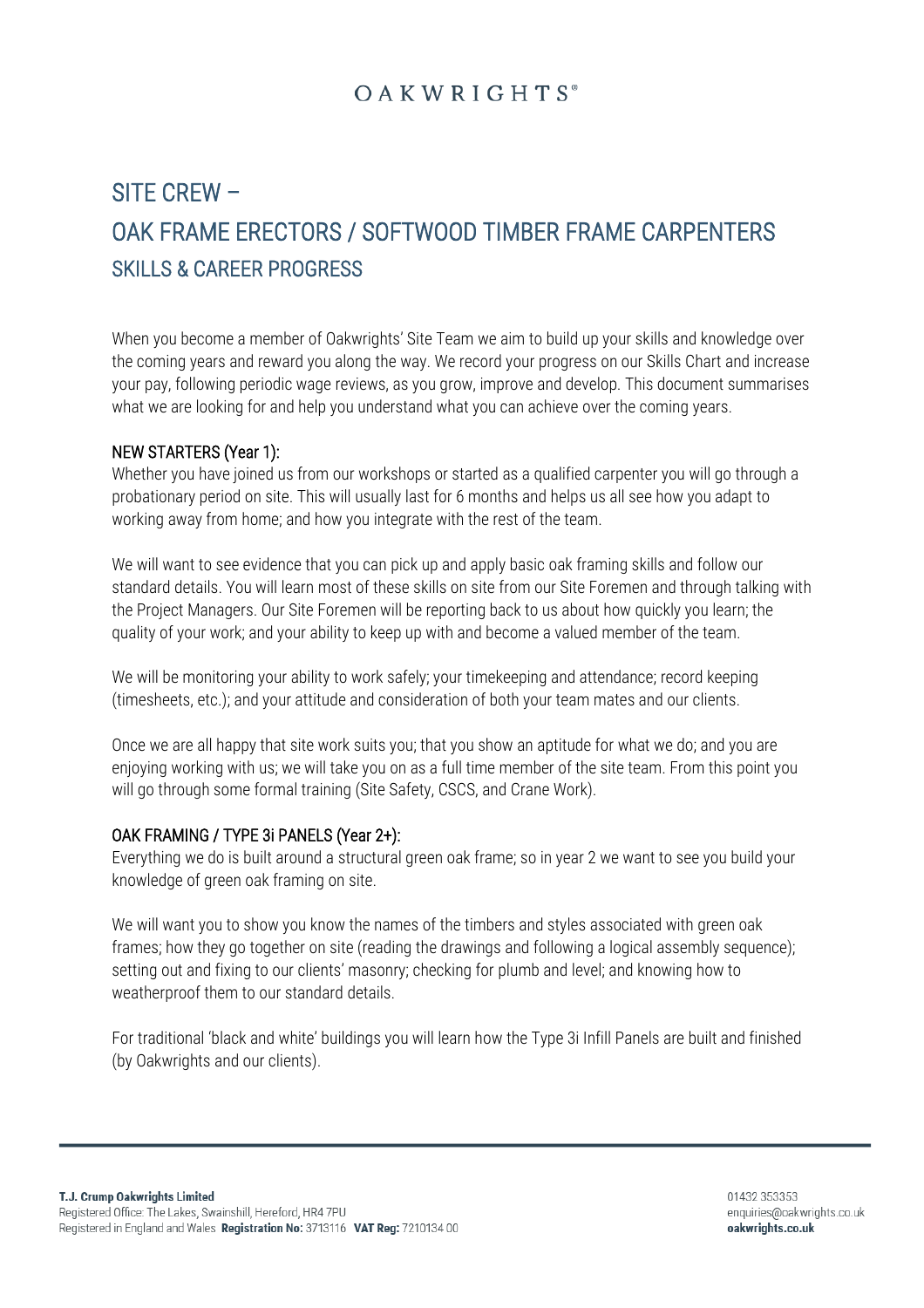OAKWRIGHTS®

# SITE CREW – OAK FRAME ERECTORS / SOFTWOOD TIMBER FRAME CARPENTERS

## SKILLS & CAREER PROGRESS

When you become a member of Oakwrights' Site Team we aim to build up your skills and knowledge over the coming years and reward you along the way. We record your progress on our Skills Chart and increase your pay, following periodic wage reviews, as you grow, improve and develop. This document summarises what we are looking for and help you understand what you can achieve over the coming years.

### NEW STARTERS (Year 1):

Whether you have joined us from our workshops or started as a qualified carpenter you will go through a probationary period on site. This will usually last for 6 months and helps us all see how you adapt to working away from home; and how you integrate with the rest of the team.

We will want to see evidence that you can pick up and apply basic oak framing skills and follow our standard details. You will learn most of these skills on site from our Site Foremen and through talking with the Project Managers. Our Site Foremen will be reporting back to us about how quickly you learn; the quality of your work; and your ability to keep up with and become a valued member of the team.

We will be monitoring your ability to work safely; your timekeeping and attendance; record keeping (timesheets, etc.); and your attitude and consideration of both your team mates and our clients.

Once we are all happy that site work suits you; that you show an aptitude for what we do; and you are enjoying working with us; we will take you on as a full time member of the site team. From this point you will go through some formal training (Site Safety, CSCS, and Crane Work).

### OAK FRAMING / TYPE 3i PANELS (Year 2+):

Everything we do is built around a structural green oak frame; so in year 2 we want to see you build your knowledge of green oak framing on site.

We will want you to show you know the names of the timbers and styles associated with green oak frames; how they go together on site (reading the drawings and following a logical assembly sequence); setting out and fixing to our clients' masonry; checking for plumb and level; and knowing how to weatherproof them to our standard details.

For traditional 'black and white' buildings you will learn how the Type 3i Infill Panels are built and finished (by Oakwrights and our clients).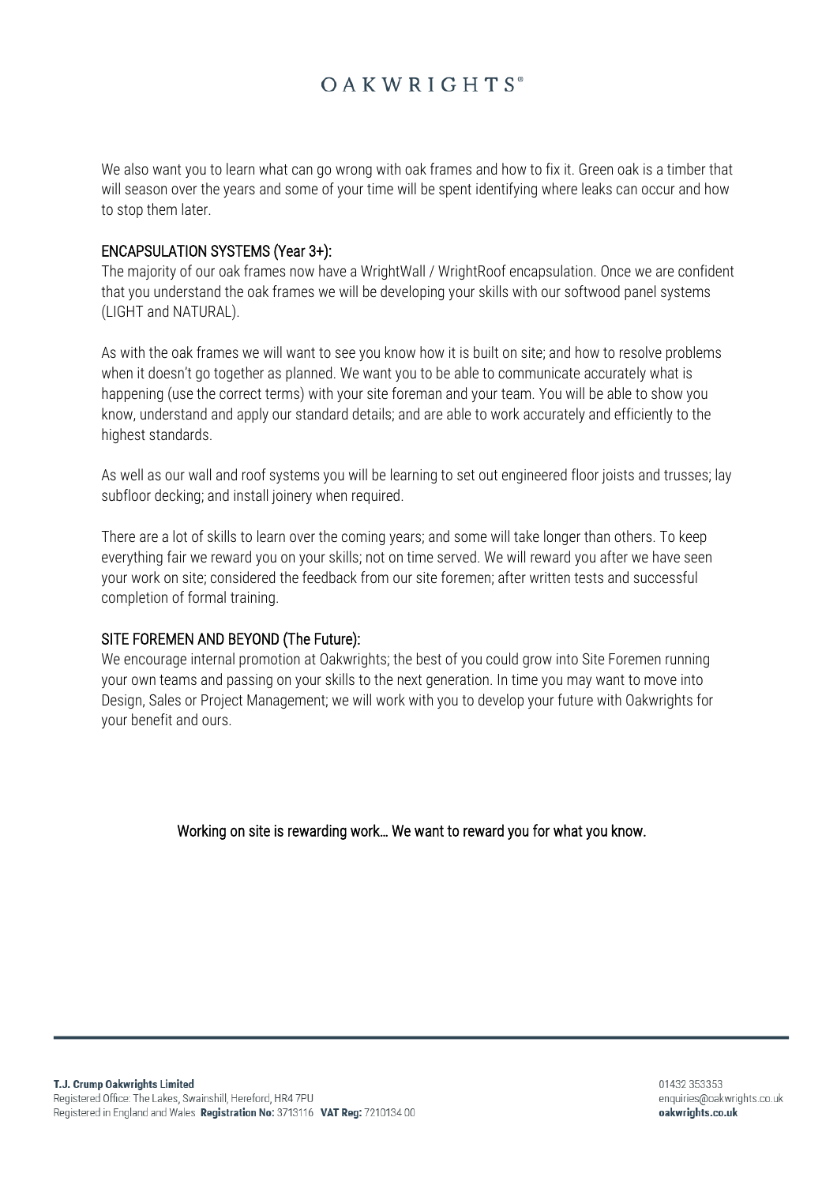We also want you to learn what can go wrong with oak frames and how to fix it. Green oak is a timber that will season over the years and some of your time will be spent identifying where leaks can occur and how to stop them later.

## ENCAPSULATION SYSTEMS (Year 3+):

The majority of our oak frames now have a WrightWall / WrightRoof encapsulation. Once we are confident that you understand the oak frames we will be developing your skills with our softwood panel systems (LIGHT and NATURAL).

As with the oak frames we will want to see you know how it is built on site; and how to resolve problems when it doesn't go together as planned. We want you to be able to communicate accurately what is happening (use the correct terms) with your site foreman and your team. You will be able to show you know, understand and apply our standard details; and are able to work accurately and efficiently to the highest standards.

As well as our wall and roof systems you will be learning to set out engineered floor joists and trusses; lay subfloor decking; and install joinery when required.

There are a lot of skills to learn over the coming years; and some will take longer than others. To keep everything fair we reward you on your skills; not on time served. We will reward you after we have seen your work on site; considered the feedback from our site foremen; after written tests and successful completion of formal training.

## SITE FOREMEN AND BEYOND (The Future):

We encourage internal promotion at Oakwrights; the best of you could grow into Site Foremen running your own teams and passing on your skills to the next generation. In time you may want to move into Design, Sales or Project Management; we will work with you to develop your future with Oakwrights for your benefit and ours.

Working on site is rewarding work… We want to reward you for what you know.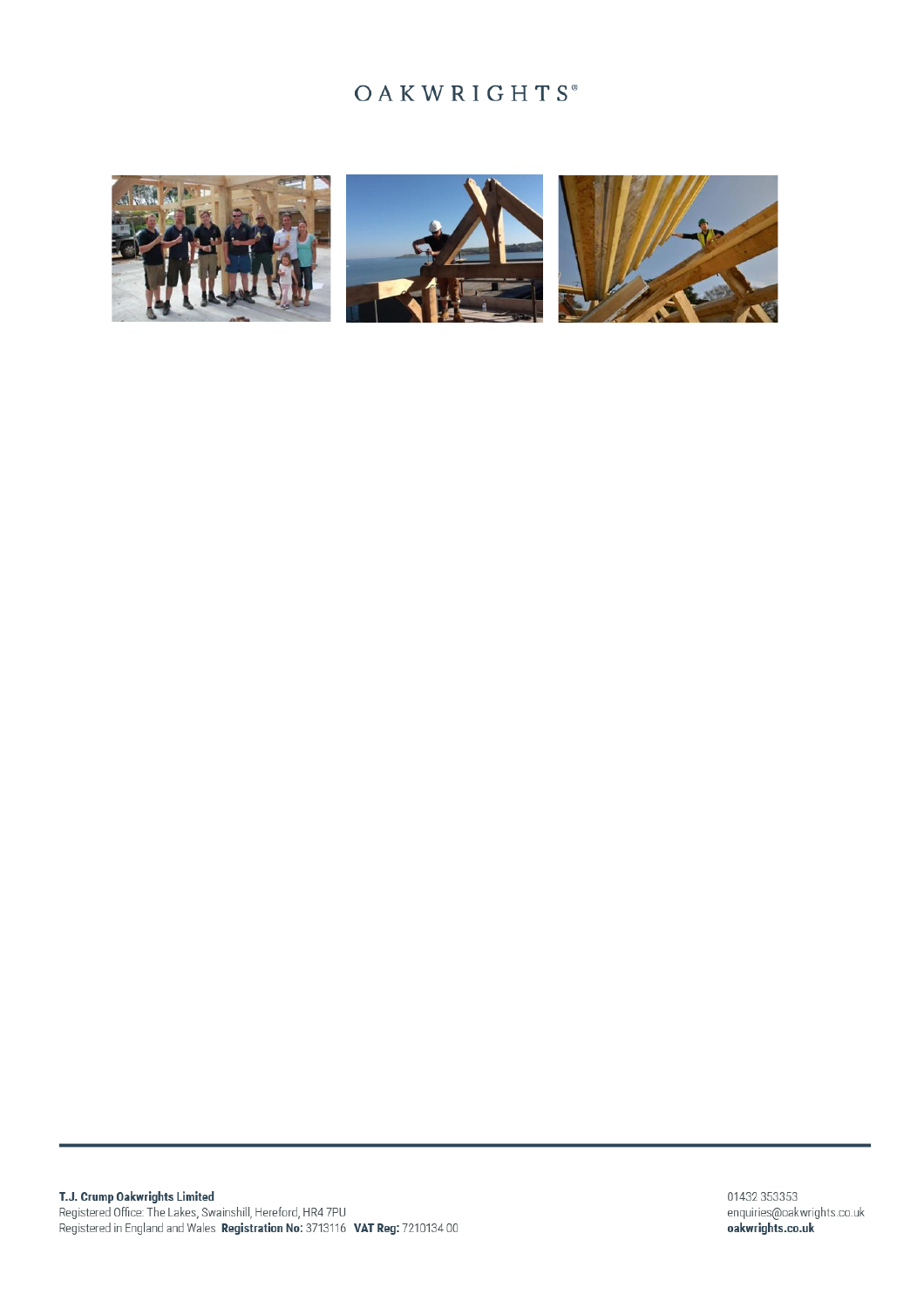OAKWRIGHTS®

**T.J. Crump Oakwrights Limited**
Registered Office: The Lakes, Swainshill, Hereford, HR4 7PU
Registered in England and Wales **Registration No:** 3713116 **VAT Reg:** 7210134 00

01432 353353
enquiries@oakwrights.co.uk
**oakwrights.co.uk**